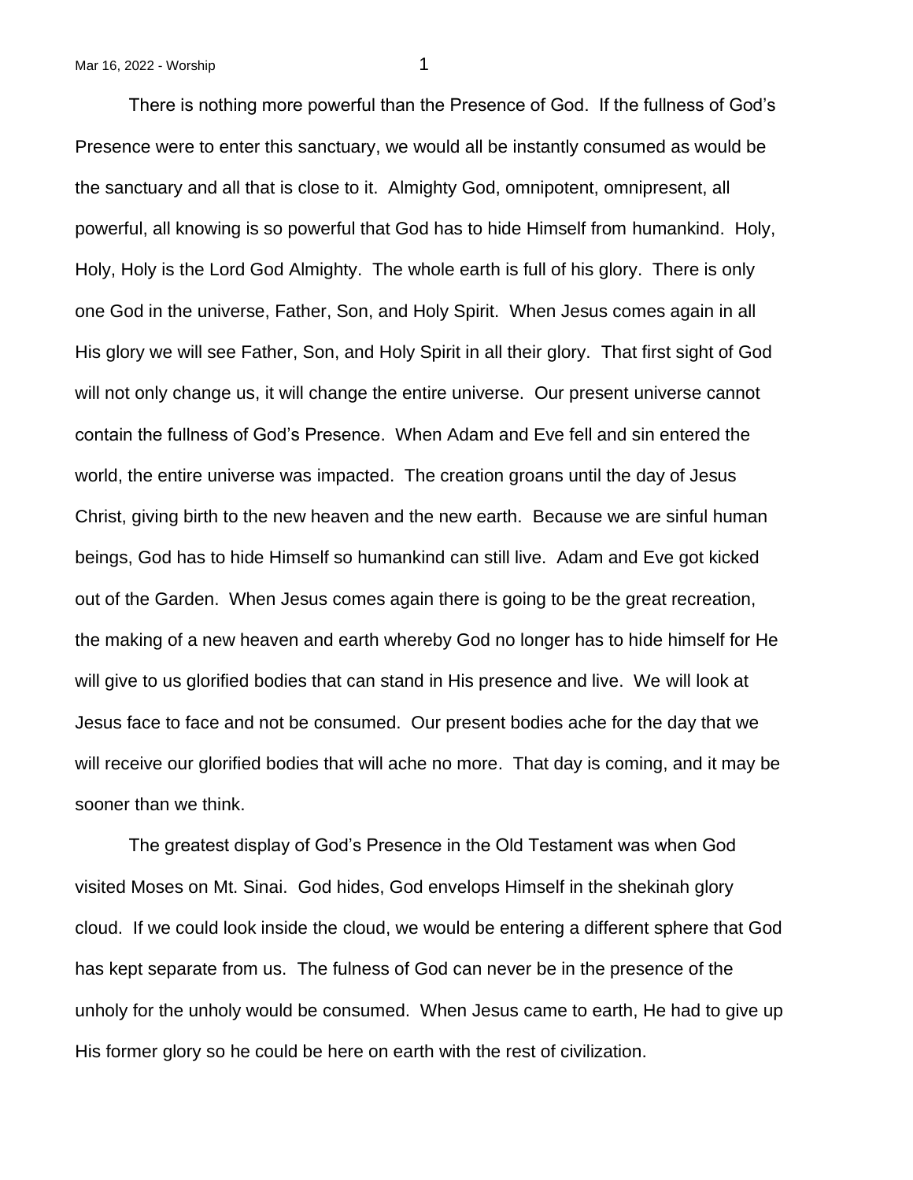There is nothing more powerful than the Presence of God. If the fullness of God's Presence were to enter this sanctuary, we would all be instantly consumed as would be the sanctuary and all that is close to it. Almighty God, omnipotent, omnipresent, all powerful, all knowing is so powerful that God has to hide Himself from humankind. Holy, Holy, Holy is the Lord God Almighty. The whole earth is full of his glory. There is only one God in the universe, Father, Son, and Holy Spirit. When Jesus comes again in all His glory we will see Father, Son, and Holy Spirit in all their glory. That first sight of God will not only change us, it will change the entire universe. Our present universe cannot contain the fullness of God's Presence. When Adam and Eve fell and sin entered the world, the entire universe was impacted. The creation groans until the day of Jesus Christ, giving birth to the new heaven and the new earth. Because we are sinful human beings, God has to hide Himself so humankind can still live. Adam and Eve got kicked out of the Garden. When Jesus comes again there is going to be the great recreation, the making of a new heaven and earth whereby God no longer has to hide himself for He will give to us glorified bodies that can stand in His presence and live. We will look at Jesus face to face and not be consumed. Our present bodies ache for the day that we will receive our glorified bodies that will ache no more. That day is coming, and it may be sooner than we think.

The greatest display of God's Presence in the Old Testament was when God visited Moses on Mt. Sinai. God hides, God envelops Himself in the shekinah glory cloud. If we could look inside the cloud, we would be entering a different sphere that God has kept separate from us. The fulness of God can never be in the presence of the unholy for the unholy would be consumed. When Jesus came to earth, He had to give up His former glory so he could be here on earth with the rest of civilization.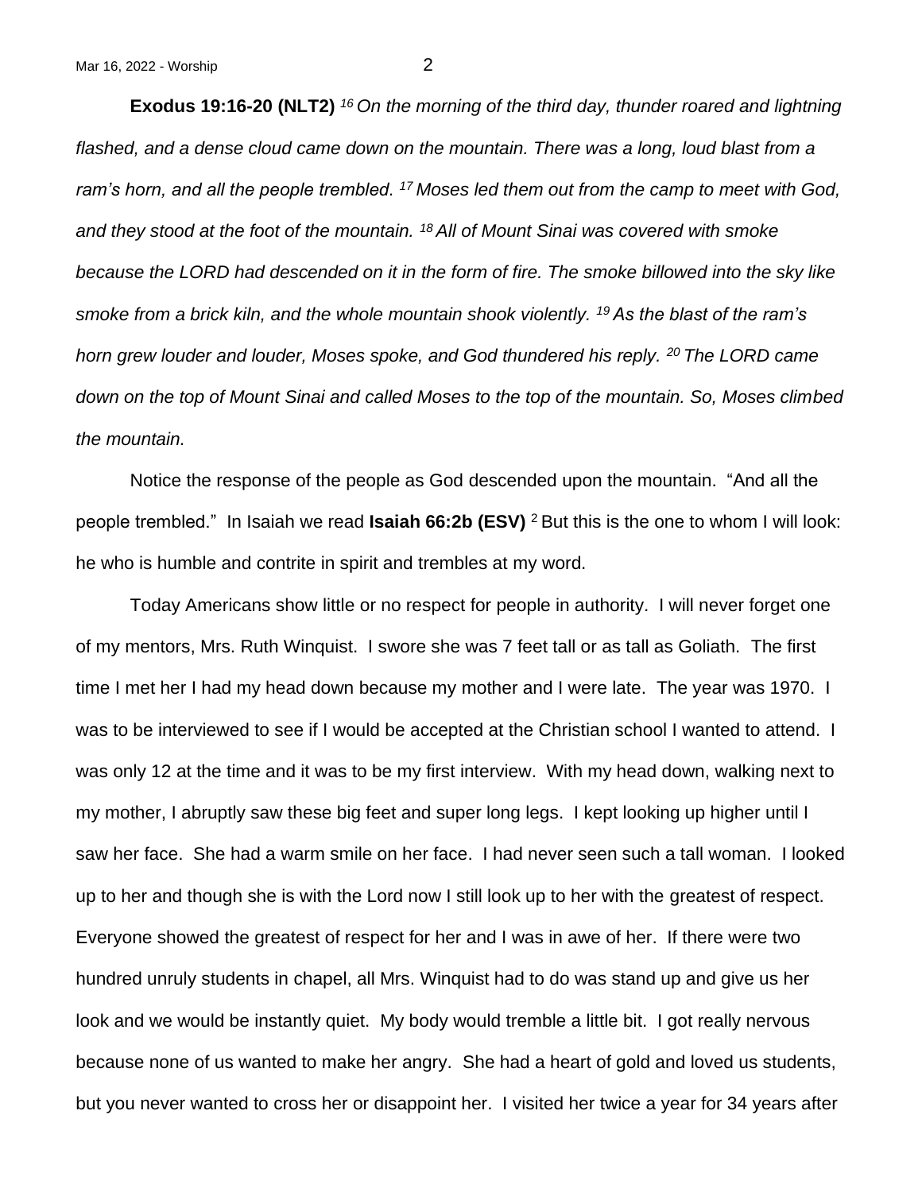**Exodus 19:16-20 (NLT2)** *[16] On the morning of the third day, thunder roared and lightning flashed, and a dense cloud came down on the mountain. There was a long, loud blast from a ram's horn, and all the people trembled. [17] Moses led them out from the camp to meet with God, and they stood at the foot of the mountain. [18] All of Mount Sinai was covered with smoke because the LORD had descended on it in the form of fire. The smoke billowed into the sky like smoke from a brick kiln, and the whole mountain shook violently. [19] As the blast of the ram's horn grew louder and louder, Moses spoke, and God thundered his reply. [20] The LORD came down on the top of Mount Sinai and called Moses to the top of the mountain. So, Moses climbed the mountain.*

Notice the response of the people as God descended upon the mountain. "And all the people trembled." In Isaiah we read **Isaiah 66:2b (ESV)** [2] But this is the one to whom I will look: he who is humble and contrite in spirit and trembles at my word.

Today Americans show little or no respect for people in authority. I will never forget one of my mentors, Mrs. Ruth Winquist. I swore she was 7 feet tall or as tall as Goliath. The first time I met her I had my head down because my mother and I were late. The year was 1970. I was to be interviewed to see if I would be accepted at the Christian school I wanted to attend. I was only 12 at the time and it was to be my first interview. With my head down, walking next to my mother, I abruptly saw these big feet and super long legs. I kept looking up higher until I saw her face. She had a warm smile on her face. I had never seen such a tall woman. I looked up to her and though she is with the Lord now I still look up to her with the greatest of respect. Everyone showed the greatest of respect for her and I was in awe of her. If there were two hundred unruly students in chapel, all Mrs. Winquist had to do was stand up and give us her look and we would be instantly quiet. My body would tremble a little bit. I got really nervous because none of us wanted to make her angry. She had a heart of gold and loved us students, but you never wanted to cross her or disappoint her. I visited her twice a year for 34 years after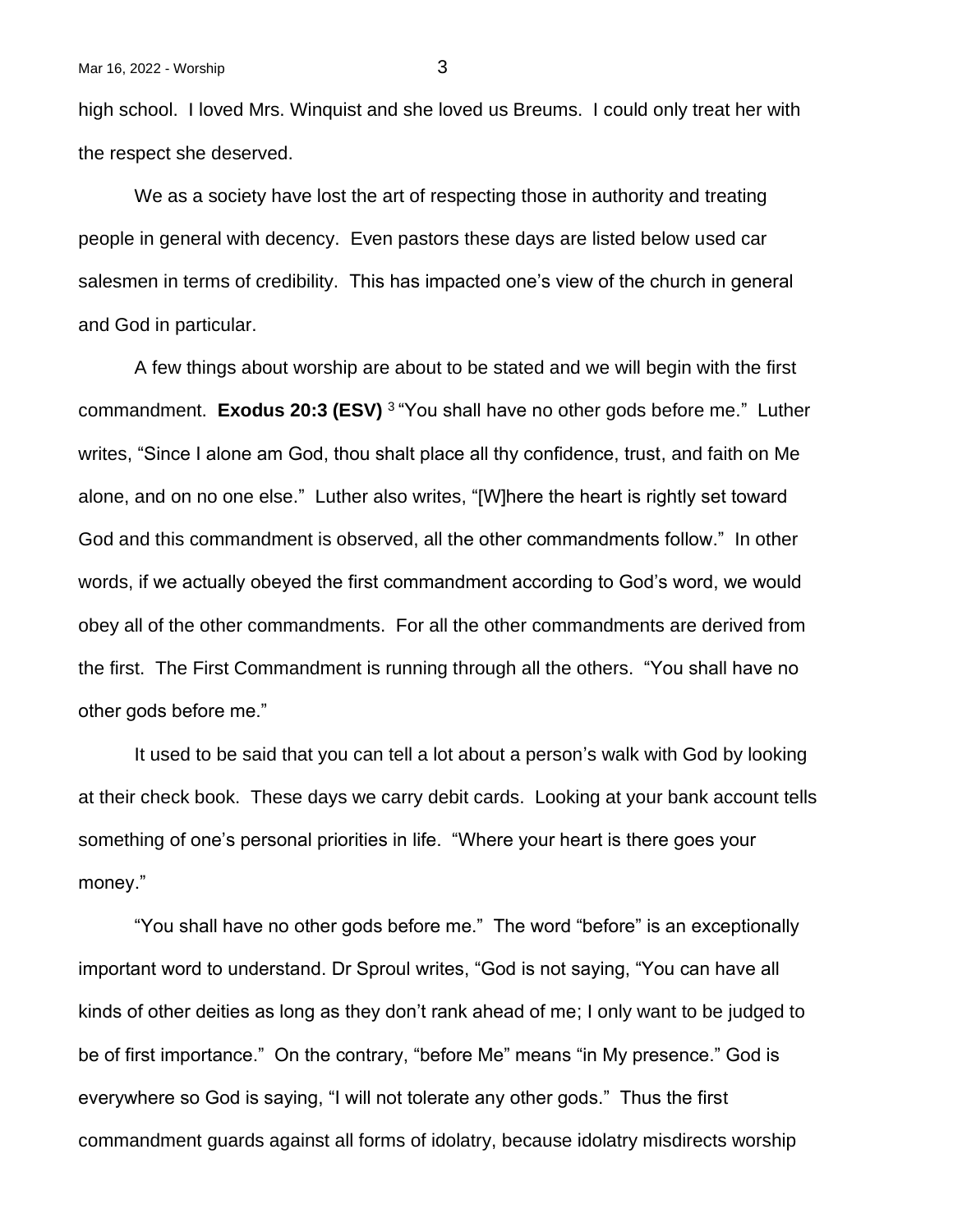high school. I loved Mrs. Winquist and she loved us Breums. I could only treat her with the respect she deserved.

We as a society have lost the art of respecting those in authority and treating people in general with decency. Even pastors these days are listed below used car salesmen in terms of credibility. This has impacted one's view of the church in general and God in particular.

A few things about worship are about to be stated and we will begin with the first commandment. **Exodus 20:3 (ESV)** [3] "You shall have no other gods before me." Luther writes, "Since I alone am God, thou shalt place all thy confidence, trust, and faith on Me alone, and on no one else." Luther also writes, "[W]here the heart is rightly set toward God and this commandment is observed, all the other commandments follow." In other words, if we actually obeyed the first commandment according to God's word, we would obey all of the other commandments. For all the other commandments are derived from the first. The First Commandment is running through all the others. "You shall have no other gods before me."

It used to be said that you can tell a lot about a person's walk with God by looking at their check book. These days we carry debit cards. Looking at your bank account tells something of one's personal priorities in life. "Where your heart is there goes your money."

"You shall have no other gods before me." The word "before" is an exceptionally important word to understand. Dr Sproul writes, "God is not saying, "You can have all kinds of other deities as long as they don't rank ahead of me; I only want to be judged to be of first importance." On the contrary, "before Me" means "in My presence." God is everywhere so God is saying, "I will not tolerate any other gods." Thus the first commandment guards against all forms of idolatry, because idolatry misdirects worship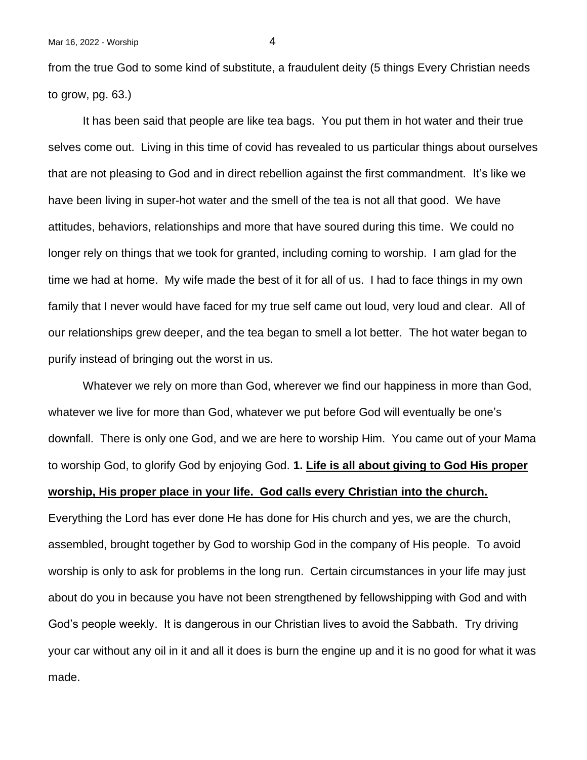from the true God to some kind of substitute, a fraudulent deity (5 things Every Christian needs to grow, pg. 63.)

It has been said that people are like tea bags. You put them in hot water and their true selves come out. Living in this time of covid has revealed to us particular things about ourselves that are not pleasing to God and in direct rebellion against the first commandment. It's like we have been living in super-hot water and the smell of the tea is not all that good. We have attitudes, behaviors, relationships and more that have soured during this time. We could no longer rely on things that we took for granted, including coming to worship. I am glad for the time we had at home. My wife made the best of it for all of us. I had to face things in my own family that I never would have faced for my true self came out loud, very loud and clear. All of our relationships grew deeper, and the tea began to smell a lot better. The hot water began to purify instead of bringing out the worst in us.

Whatever we rely on more than God, wherever we find our happiness in more than God, whatever we live for more than God, whatever we put before God will eventually be one's downfall. There is only one God, and we are here to worship Him. You came out of your Mama to worship God, to glorify God by enjoying God. **1. <u>Life is all about giving to God His proper worship, His proper place in your life. God calls every Christian into the church.</u>** Everything the Lord has ever done He has done for His church and yes, we are the church, assembled, brought together by God to worship God in the company of His people. To avoid worship is only to ask for problems in the long run. Certain circumstances in your life may just about do you in because you have not been strengthened by fellowshipping with God and with God's people weekly. It is dangerous in our Christian lives to avoid the Sabbath. Try driving your car without any oil in it and all it does is burn the engine up and it is no good for what it was made.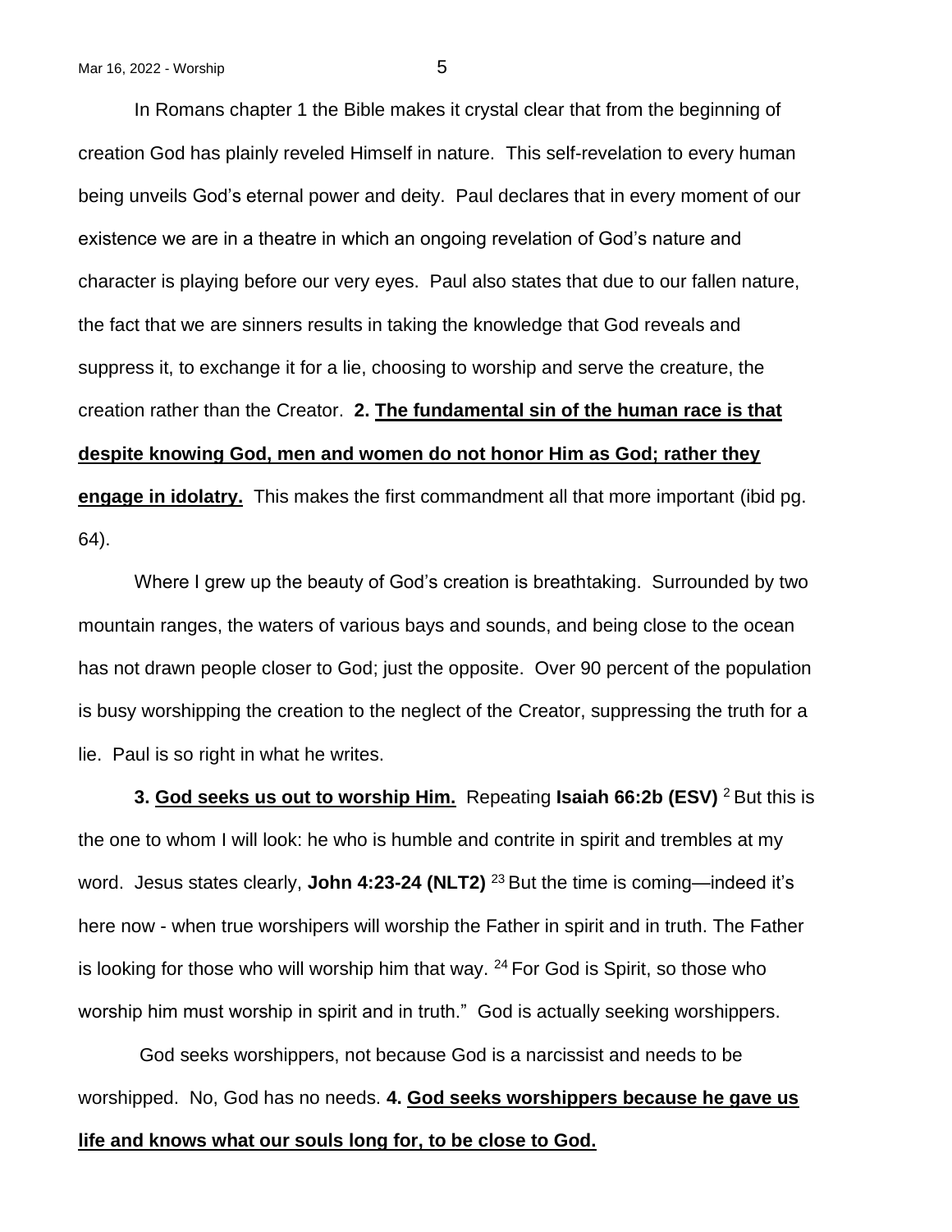In Romans chapter 1 the Bible makes it crystal clear that from the beginning of creation God has plainly reveled Himself in nature. This self-revelation to every human being unveils God's eternal power and deity. Paul declares that in every moment of our existence we are in a theatre in which an ongoing revelation of God's nature and character is playing before our very eyes. Paul also states that due to our fallen nature, the fact that we are sinners results in taking the knowledge that God reveals and suppress it, to exchange it for a lie, choosing to worship and serve the creature, the creation rather than the Creator. **2. <u>The fundamental sin of the human race is that despite knowing God, men and women do not honor Him as God; rather they engage in idolatry.</u>** This makes the first commandment all that more important (ibid pg. 64).

Where I grew up the beauty of God's creation is breathtaking. Surrounded by two mountain ranges, the waters of various bays and sounds, and being close to the ocean has not drawn people closer to God; just the opposite. Over 90 percent of the population is busy worshipping the creation to the neglect of the Creator, suppressing the truth for a lie. Paul is so right in what he writes.

**3. <u>God seeks us out to worship Him.</u>** Repeating **Isaiah 66:2b (ESV)** [2] But this is the one to whom I will look: he who is humble and contrite in spirit and trembles at my word. Jesus states clearly, **John 4:23-24 (NLT2)** [23] But the time is coming—indeed it's here now - when true worshipers will worship the Father in spirit and in truth. The Father is looking for those who will worship him that way. [24] For God is Spirit, so those who worship him must worship in spirit and in truth." God is actually seeking worshippers.

God seeks worshippers, not because God is a narcissist and needs to be worshipped. No, God has no needs. **4. <u>God seeks worshippers because he gave us life and knows what our souls long for, to be close to God.</u>**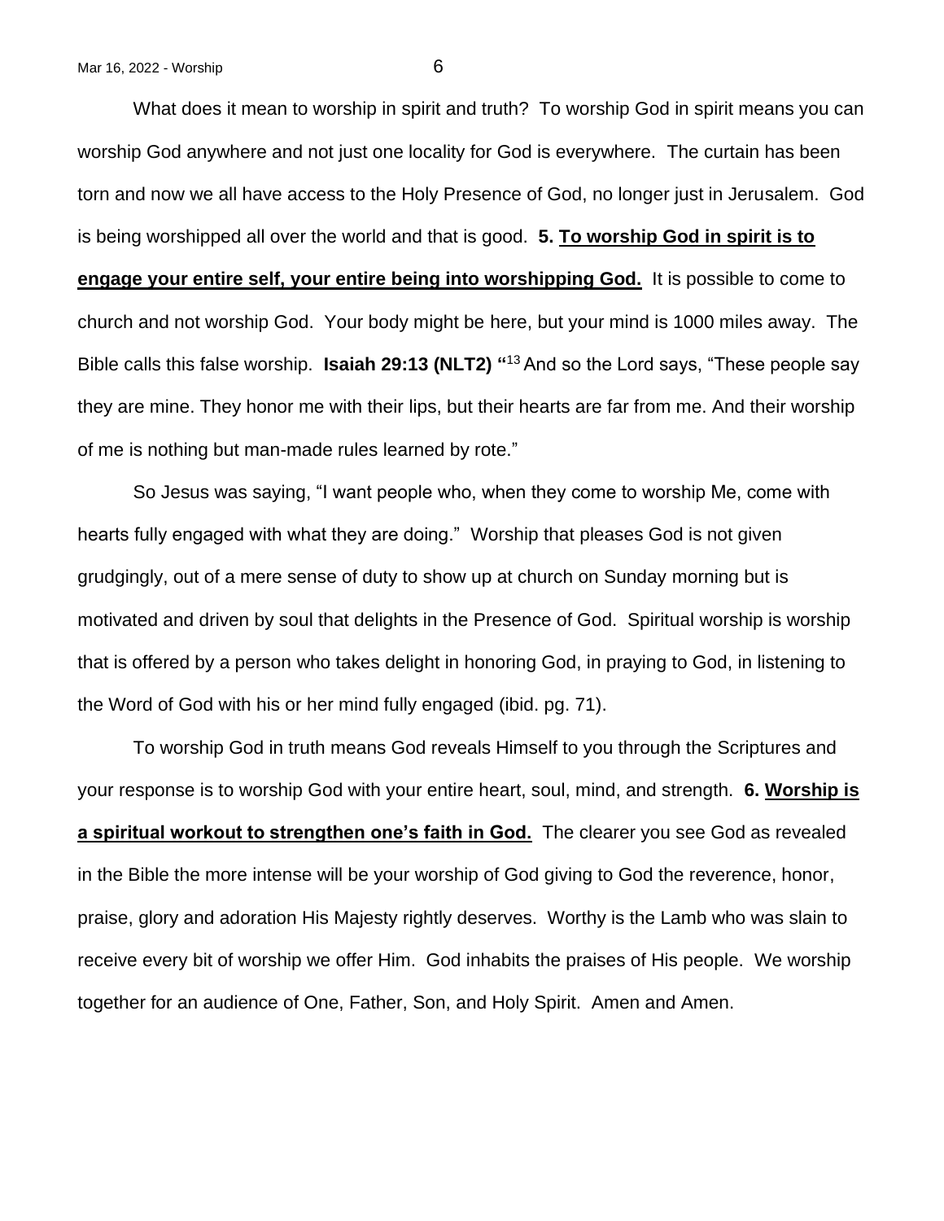What does it mean to worship in spirit and truth? To worship God in spirit means you can worship God anywhere and not just one locality for God is everywhere. The curtain has been torn and now we all have access to the Holy Presence of God, no longer just in Jerusalem. God is being worshipped all over the world and that is good. **5. <u>To worship God in spirit is to engage your entire self, your entire being into worshipping God.</u>** It is possible to come to church and not worship God. Your body might be here, but your mind is 1000 miles away. The Bible calls this false worship. **Isaiah 29:13 (NLT2) "**[13] And so the Lord says, "These people say they are mine. They honor me with their lips, but their hearts are far from me. And their worship of me is nothing but man-made rules learned by rote."

So Jesus was saying, "I want people who, when they come to worship Me, come with hearts fully engaged with what they are doing." Worship that pleases God is not given grudgingly, out of a mere sense of duty to show up at church on Sunday morning but is motivated and driven by soul that delights in the Presence of God. Spiritual worship is worship that is offered by a person who takes delight in honoring God, in praying to God, in listening to the Word of God with his or her mind fully engaged (ibid. pg. 71).

To worship God in truth means God reveals Himself to you through the Scriptures and your response is to worship God with your entire heart, soul, mind, and strength. **6. <u>Worship is a spiritual workout to strengthen one's faith in God.</u>** The clearer you see God as revealed in the Bible the more intense will be your worship of God giving to God the reverence, honor, praise, glory and adoration His Majesty rightly deserves. Worthy is the Lamb who was slain to receive every bit of worship we offer Him. God inhabits the praises of His people. We worship together for an audience of One, Father, Son, and Holy Spirit. Amen and Amen.